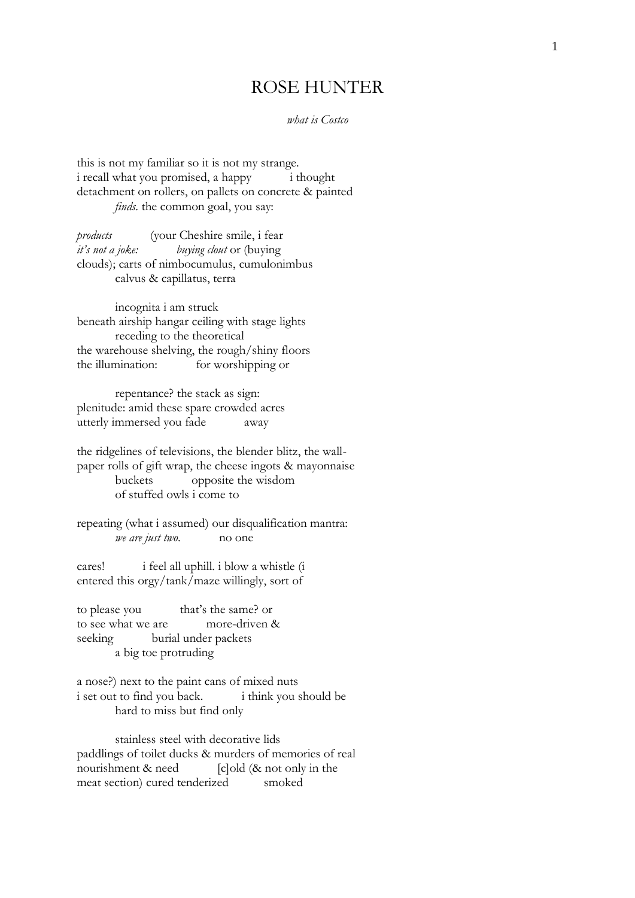# ROSE HUNTER

*what is Costco*

this is not my familiar so it is not my strange.
i recall what you promised, a happy          i thought
detachment on rollers, on pallets on concrete & painted
          *finds*. the common goal, you say:

*products*          (your Cheshire smile, i fear
*it's not a joke:*          *buying clout* or (buying
clouds); carts of nimbocumulus, cumulonimbus
          calvus & capillatus, terra

          incognita i am struck
beneath airship hangar ceiling with stage lights
          receding to the theoretical
the warehouse shelving, the rough/shiny floors
the illumination:          for worshipping or

          repentance? the stack as sign:
plenitude: amid these spare crowded acres
utterly immersed you fade          away

the ridgelines of televisions, the blender blitz, the wall-
paper rolls of gift wrap, the cheese ingots & mayonnaise
          buckets          opposite the wisdom
          of stuffed owls i come to

repeating (what i assumed) our disqualification mantra:
          *we are just two.*          no one

cares!          i feel all uphill. i blow a whistle (i
entered this orgy/tank/maze willingly, sort of

to please you          that's the same? or
to see what we are          more-driven &
seeking          burial under packets
          a big toe protruding

a nose?) next to the paint cans of mixed nuts
i set out to find you back.          i think you should be
          hard to miss but find only

          stainless steel with decorative lids
paddlings of toilet ducks & murders of memories of real
nourishment & need          [c]old (& not only in the
meat section) cured tenderized          smoked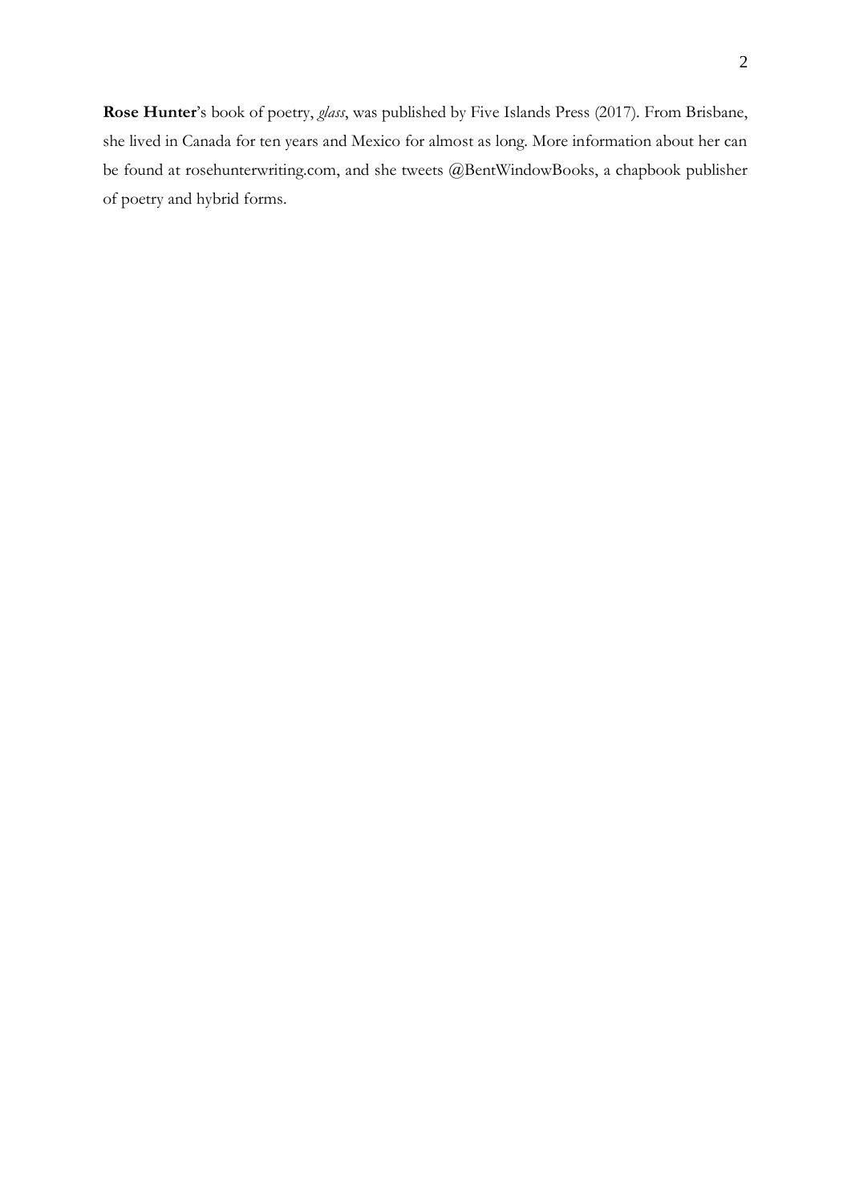**Rose Hunter**'s book of poetry, *glass*, was published by Five Islands Press (2017). From Brisbane, she lived in Canada for ten years and Mexico for almost as long. More information about her can be found at rosehunterwriting.com, and she tweets @BentWindowBooks, a chapbook publisher of poetry and hybrid forms.